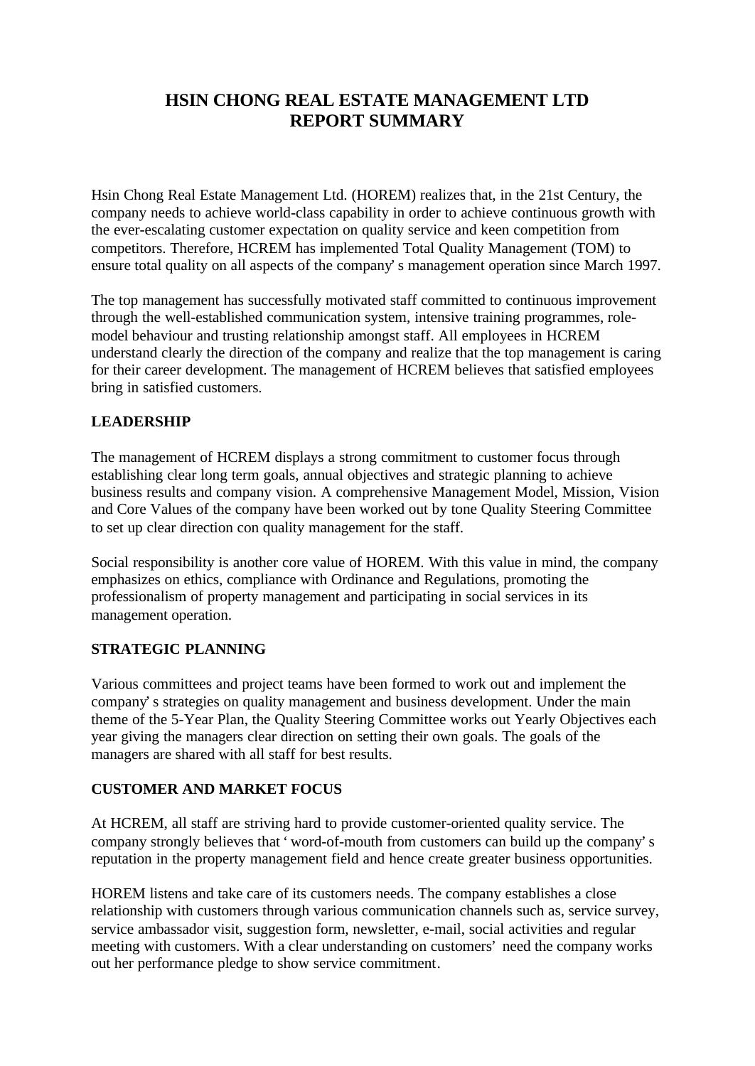# HSIN CHONG REAL ESTATE MANAGEMENT LTD
# REPORT SUMMARY

Hsin Chong Real Estate Management Ltd. (HOREM) realizes that, in the 21st Century, the company needs to achieve world-class capability in order to achieve continuous growth with the ever-escalating customer expectation on quality service and keen competition from competitors. Therefore, HCREM has implemented Total Quality Management (TOM) to ensure total quality on all aspects of the company' s management operation since March 1997.

The top management has successfully motivated staff committed to continuous improvement through the well-established communication system, intensive training programmes, role-model behaviour and trusting relationship amongst staff. All employees in HCREM understand clearly the direction of the company and realize that the top management is caring for their career development. The management of HCREM believes that satisfied employees bring in satisfied customers.

## LEADERSHIP

The management of HCREM displays a strong commitment to customer focus through establishing clear long term goals, annual objectives and strategic planning to achieve business results and company vision. A comprehensive Management Model, Mission, Vision and Core Values of the company have been worked out by tone Quality Steering Committee to set up clear direction con quality management for the staff.

Social responsibility is another core value of HOREM. With this value in mind, the company emphasizes on ethics, compliance with Ordinance and Regulations, promoting the professionalism of property management and participating in social services in its management operation.

## STRATEGIC PLANNING

Various committees and project teams have been formed to work out and implement the company' s strategies on quality management and business development. Under the main theme of the 5-Year Plan, the Quality Steering Committee works out Yearly Objectives each year giving the managers clear direction on setting their own goals. The goals of the managers are shared with all staff for best results.

## CUSTOMER AND MARKET FOCUS

At HCREM, all staff are striving hard to provide customer-oriented quality service. The company strongly believes that ' word-of-mouth from customers can build up the company' s reputation in the property management field and hence create greater business opportunities.

HOREM listens and take care of its customers needs. The company establishes a close relationship with customers through various communication channels such as, service survey, service ambassador visit, suggestion form, newsletter, e-mail, social activities and regular meeting with customers. With a clear understanding on customers' need the company works out her performance pledge to show service commitment.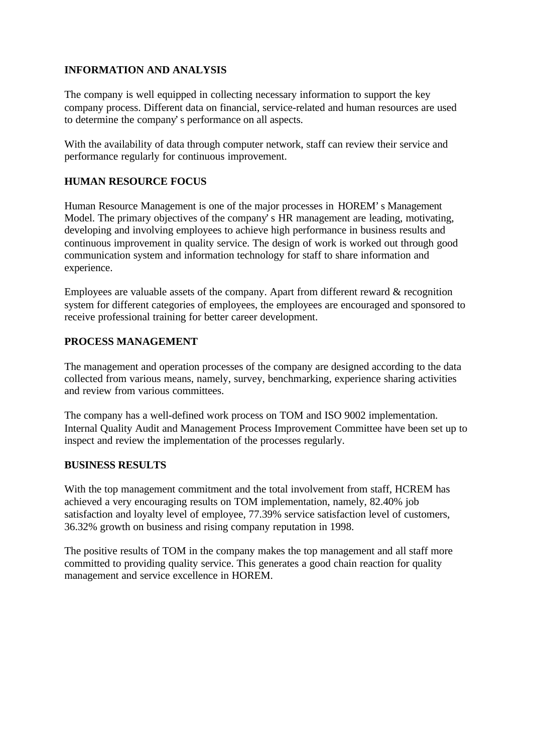**INFORMATION AND ANALYSIS**

The company is well equipped in collecting necessary information to support the key company process. Different data on financial, service-related and human resources are used to determine the company' s performance on all aspects.

With the availability of data through computer network, staff can review their service and performance regularly for continuous improvement.

**HUMAN RESOURCE FOCUS**

Human Resource Management is one of the major processes in HOREM' s Management Model. The primary objectives of the company' s HR management are leading, motivating, developing and involving employees to achieve high performance in business results and continuous improvement in quality service. The design of work is worked out through good communication system and information technology for staff to share information and experience.

Employees are valuable assets of the company. Apart from different reward & recognition system for different categories of employees, the employees are encouraged and sponsored to receive professional training for better career development.

**PROCESS MANAGEMENT**

The management and operation processes of the company are designed according to the data collected from various means, namely, survey, benchmarking, experience sharing activities and review from various committees.

The company has a well-defined work process on TOM and ISO 9002 implementation. Internal Quality Audit and Management Process Improvement Committee have been set up to inspect and review the implementation of the processes regularly.

**BUSINESS RESULTS**

With the top management commitment and the total involvement from staff, HCREM has achieved a very encouraging results on TOM implementation, namely, 82.40% job satisfaction and loyalty level of employee, 77.39% service satisfaction level of customers, 36.32% growth on business and rising company reputation in 1998.

The positive results of TOM in the company makes the top management and all staff more committed to providing quality service. This generates a good chain reaction for quality management and service excellence in HOREM.